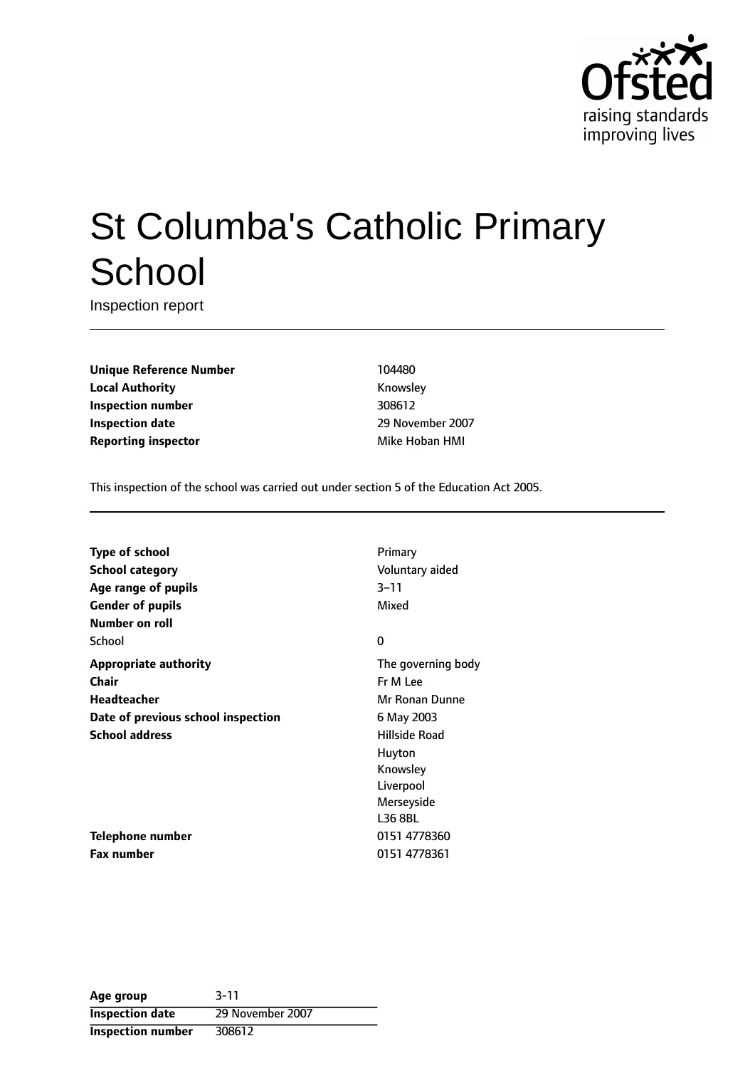# St Columba's Catholic Primary School

Inspection report

| | |
|---|---|
| **Unique Reference Number** | 104480 |
| **Local Authority** | Knowsley |
| **Inspection number** | 308612 |
| **Inspection date** | 29 November 2007 |
| **Reporting inspector** | Mike Hoban HMI |

This inspection of the school was carried out under section 5 of the Education Act 2005.

| | |
|---|---|
| **Type of school** | Primary |
| **School category** | Voluntary aided |
| **Age range of pupils** | 3–11 |
| **Gender of pupils** | Mixed |
| **Number on roll** | |
| School | 0 |
| **Appropriate authority** | The governing body |
| **Chair** | Fr M Lee |
| **Headteacher** | Mr Ronan Dunne |
| **Date of previous school inspection** | 6 May 2003 |
| **School address** | Hillside Road<br>Huyton<br>Knowsley<br>Liverpool<br>Merseyside<br>L36 8BL |
| **Telephone number** | 0151 4778360 |
| **Fax number** | 0151 4778361 |

| | |
|---|---|
| **Age group** | 3-11 |
| **Inspection date** | 29 November 2007 |
| **Inspection number** | 308612 |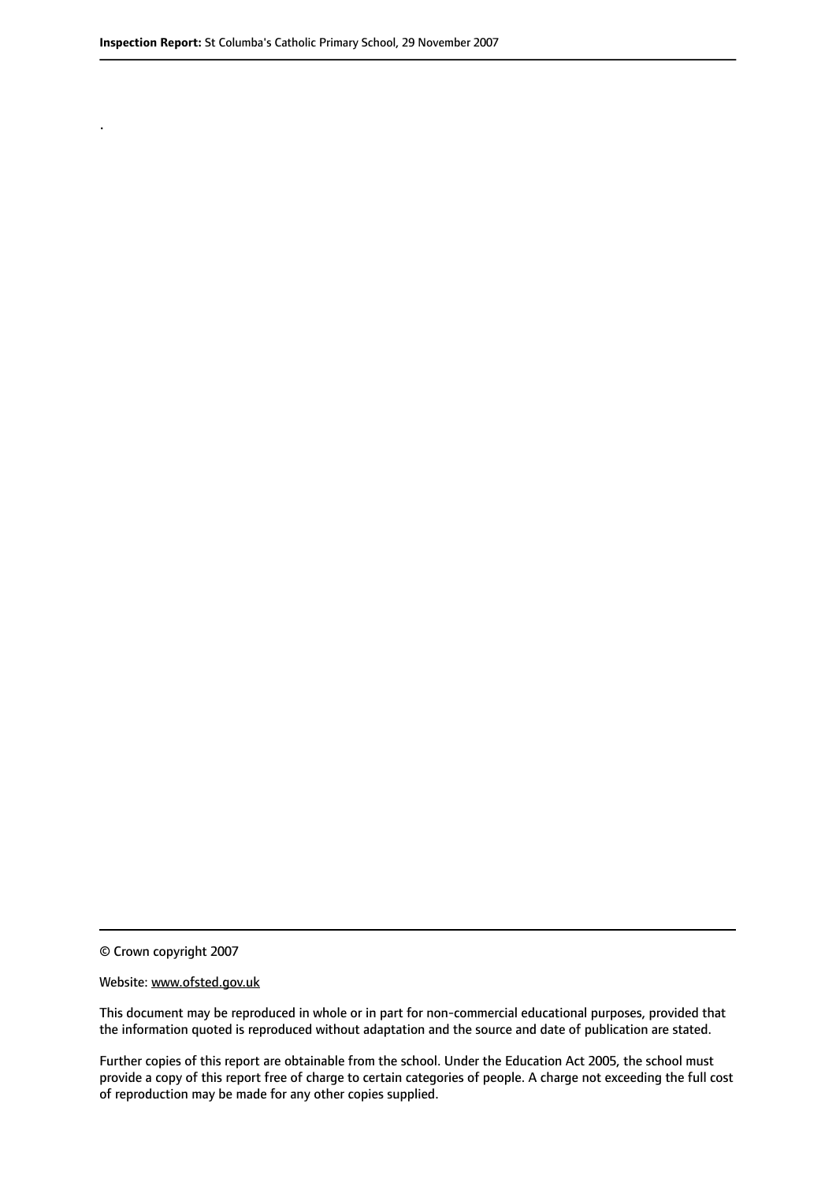.

© Crown copyright 2007

Website: www.ofsted.gov.uk

This document may be reproduced in whole or in part for non-commercial educational purposes, provided that the information quoted is reproduced without adaptation and the source and date of publication are stated.

Further copies of this report are obtainable from the school. Under the Education Act 2005, the school must provide a copy of this report free of charge to certain categories of people. A charge not exceeding the full cost of reproduction may be made for any other copies supplied.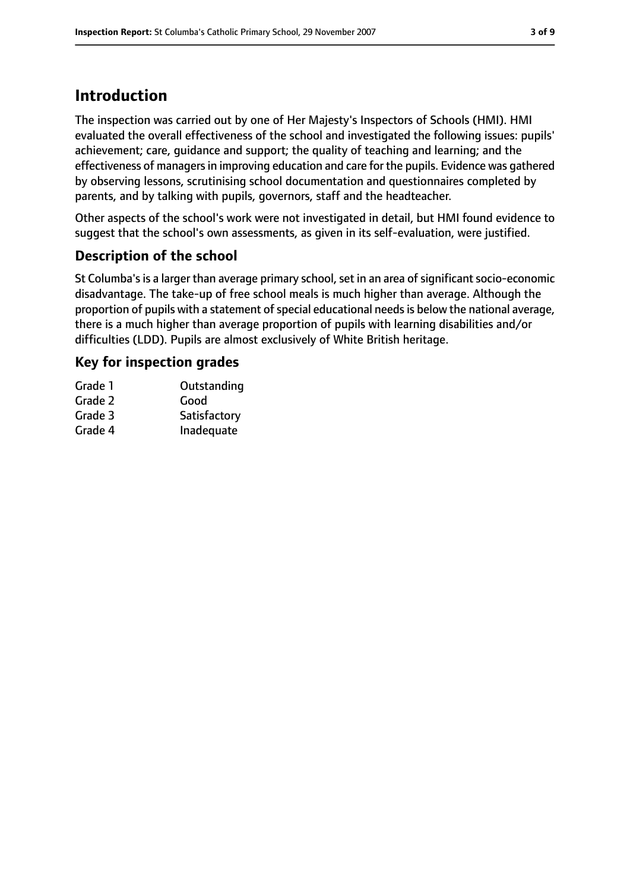# Introduction

The inspection was carried out by one of Her Majesty's Inspectors of Schools (HMI). HMI evaluated the overall effectiveness of the school and investigated the following issues: pupils' achievement; care, guidance and support; the quality of teaching and learning; and the effectiveness of managers in improving education and care for the pupils. Evidence was gathered by observing lessons, scrutinising school documentation and questionnaires completed by parents, and by talking with pupils, governors, staff and the headteacher.

Other aspects of the school's work were not investigated in detail, but HMI found evidence to suggest that the school's own assessments, as given in its self-evaluation, were justified.

## Description of the school

St Columba's is a larger than average primary school, set in an area of significant socio-economic disadvantage. The take-up of free school meals is much higher than average. Although the proportion of pupils with a statement of special educational needs is below the national average, there is a much higher than average proportion of pupils with learning disabilities and/or difficulties (LDD). Pupils are almost exclusively of White British heritage.

## Key for inspection grades

| | |
|---|---|
| Grade 1 | Outstanding |
| Grade 2 | Good |
| Grade 3 | Satisfactory |
| Grade 4 | Inadequate |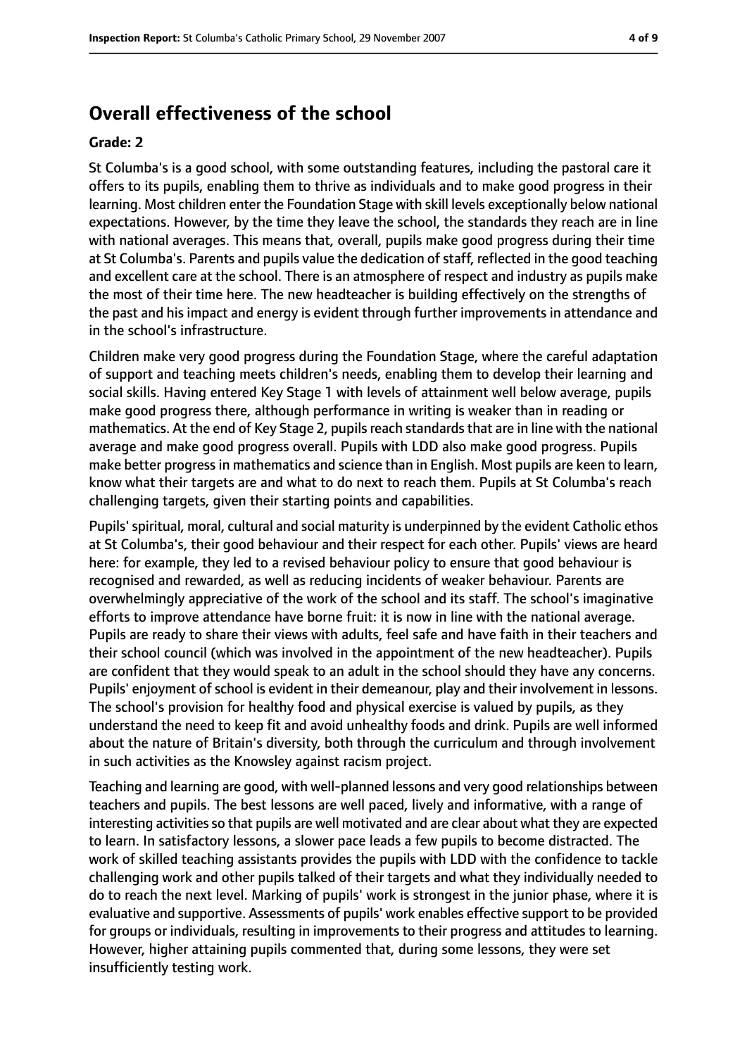## Overall effectiveness of the school

### Grade: 2

St Columba's is a good school, with some outstanding features, including the pastoral care it offers to its pupils, enabling them to thrive as individuals and to make good progress in their learning. Most children enter the Foundation Stage with skill levels exceptionally below national expectations. However, by the time they leave the school, the standards they reach are in line with national averages. This means that, overall, pupils make good progress during their time at St Columba's. Parents and pupils value the dedication of staff, reflected in the good teaching and excellent care at the school. There is an atmosphere of respect and industry as pupils make the most of their time here. The new headteacher is building effectively on the strengths of the past and his impact and energy is evident through further improvements in attendance and in the school's infrastructure.

Children make very good progress during the Foundation Stage, where the careful adaptation of support and teaching meets children's needs, enabling them to develop their learning and social skills. Having entered Key Stage 1 with levels of attainment well below average, pupils make good progress there, although performance in writing is weaker than in reading or mathematics. At the end of Key Stage 2, pupils reach standards that are in line with the national average and make good progress overall. Pupils with LDD also make good progress. Pupils make better progress in mathematics and science than in English. Most pupils are keen to learn, know what their targets are and what to do next to reach them. Pupils at St Columba's reach challenging targets, given their starting points and capabilities.

Pupils' spiritual, moral, cultural and social maturity is underpinned by the evident Catholic ethos at St Columba's, their good behaviour and their respect for each other. Pupils' views are heard here: for example, they led to a revised behaviour policy to ensure that good behaviour is recognised and rewarded, as well as reducing incidents of weaker behaviour. Parents are overwhelmingly appreciative of the work of the school and its staff. The school's imaginative efforts to improve attendance have borne fruit: it is now in line with the national average. Pupils are ready to share their views with adults, feel safe and have faith in their teachers and their school council (which was involved in the appointment of the new headteacher). Pupils are confident that they would speak to an adult in the school should they have any concerns. Pupils' enjoyment of school is evident in their demeanour, play and their involvement in lessons. The school's provision for healthy food and physical exercise is valued by pupils, as they understand the need to keep fit and avoid unhealthy foods and drink. Pupils are well informed about the nature of Britain's diversity, both through the curriculum and through involvement in such activities as the Knowsley against racism project.

Teaching and learning are good, with well-planned lessons and very good relationships between teachers and pupils. The best lessons are well paced, lively and informative, with a range of interesting activities so that pupils are well motivated and are clear about what they are expected to learn. In satisfactory lessons, a slower pace leads a few pupils to become distracted. The work of skilled teaching assistants provides the pupils with LDD with the confidence to tackle challenging work and other pupils talked of their targets and what they individually needed to do to reach the next level. Marking of pupils' work is strongest in the junior phase, where it is evaluative and supportive. Assessments of pupils' work enables effective support to be provided for groups or individuals, resulting in improvements to their progress and attitudes to learning. However, higher attaining pupils commented that, during some lessons, they were set insufficiently testing work.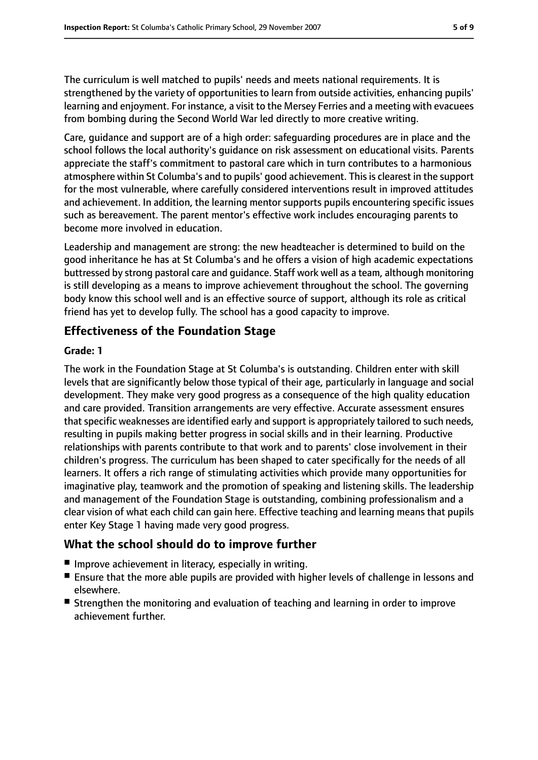The curriculum is well matched to pupils' needs and meets national requirements. It is strengthened by the variety of opportunities to learn from outside activities, enhancing pupils' learning and enjoyment. For instance, a visit to the Mersey Ferries and a meeting with evacuees from bombing during the Second World War led directly to more creative writing.

Care, guidance and support are of a high order: safeguarding procedures are in place and the school follows the local authority's guidance on risk assessment on educational visits. Parents appreciate the staff's commitment to pastoral care which in turn contributes to a harmonious atmosphere within St Columba's and to pupils' good achievement. This is clearest in the support for the most vulnerable, where carefully considered interventions result in improved attitudes and achievement. In addition, the learning mentor supports pupils encountering specific issues such as bereavement. The parent mentor's effective work includes encouraging parents to become more involved in education.

Leadership and management are strong: the new headteacher is determined to build on the good inheritance he has at St Columba's and he offers a vision of high academic expectations buttressed by strong pastoral care and guidance. Staff work well as a team, although monitoring is still developing as a means to improve achievement throughout the school. The governing body know this school well and is an effective source of support, although its role as critical friend has yet to develop fully. The school has a good capacity to improve.

## Effectiveness of the Foundation Stage

**Grade: 1**

The work in the Foundation Stage at St Columba's is outstanding. Children enter with skill levels that are significantly below those typical of their age, particularly in language and social development. They make very good progress as a consequence of the high quality education and care provided. Transition arrangements are very effective. Accurate assessment ensures that specific weaknesses are identified early and support is appropriately tailored to such needs, resulting in pupils making better progress in social skills and in their learning. Productive relationships with parents contribute to that work and to parents' close involvement in their children's progress. The curriculum has been shaped to cater specifically for the needs of all learners. It offers a rich range of stimulating activities which provide many opportunities for imaginative play, teamwork and the promotion of speaking and listening skills. The leadership and management of the Foundation Stage is outstanding, combining professionalism and a clear vision of what each child can gain here. Effective teaching and learning means that pupils enter Key Stage 1 having made very good progress.

## What the school should do to improve further

- Improve achievement in literacy, especially in writing.
- Ensure that the more able pupils are provided with higher levels of challenge in lessons and elsewhere.
- Strengthen the monitoring and evaluation of teaching and learning in order to improve achievement further.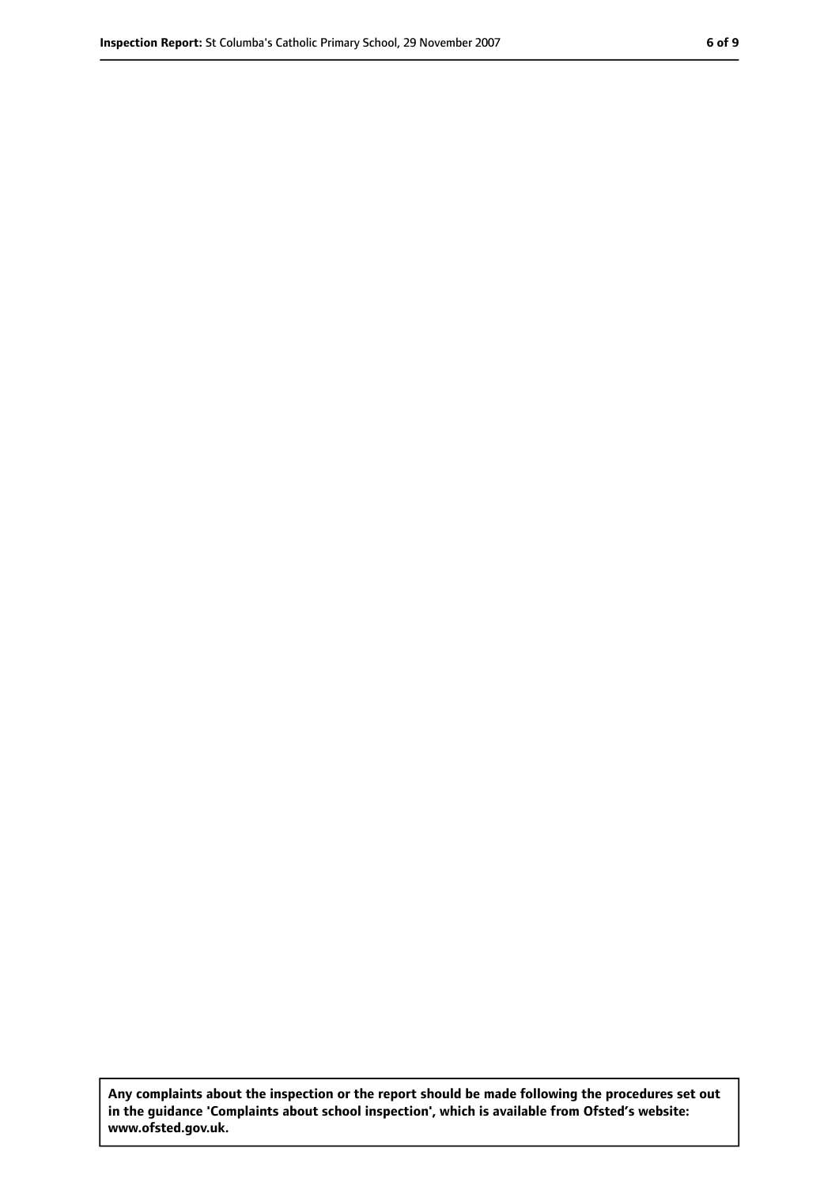**Any complaints about the inspection or the report should be made following the procedures set out in the guidance 'Complaints about school inspection', which is available from Ofsted's website: www.ofsted.gov.uk.**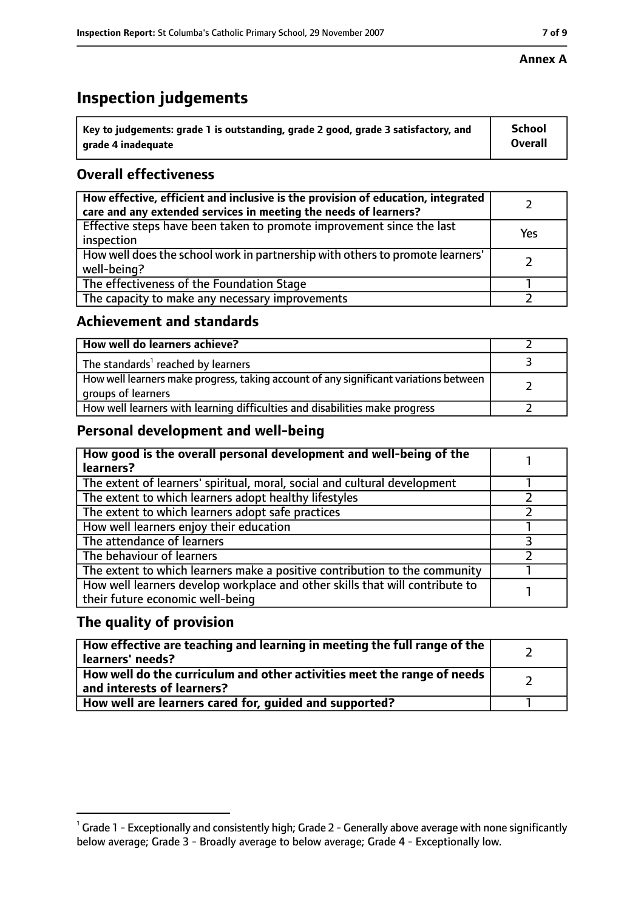**Annex A**

# Inspection judgements

| Key to judgements: grade 1 is outstanding, grade 2 good, grade 3 satisfactory, and grade 4 inadequate | School Overall |
|---|---|

## Overall effectiveness

| | |
|---|---|
| How effective, efficient and inclusive is the provision of education, integrated care and any extended services in meeting the needs of learners? | 2 |
| Effective steps have been taken to promote improvement since the last inspection | Yes |
| How well does the school work in partnership with others to promote learners' well-being? | 2 |
| The effectiveness of the Foundation Stage | 1 |
| The capacity to make any necessary improvements | 2 |

## Achievement and standards

| | |
|---|---|
| How well do learners achieve? | 2 |
| The standards[1] reached by learners | 3 |
| How well learners make progress, taking account of any significant variations between groups of learners | 2 |
| How well learners with learning difficulties and disabilities make progress | 2 |

## Personal development and well-being

| | |
|---|---|
| How good is the overall personal development and well-being of the learners? | 1 |
| The extent of learners' spiritual, moral, social and cultural development | 1 |
| The extent to which learners adopt healthy lifestyles | 2 |
| The extent to which learners adopt safe practices | 2 |
| How well learners enjoy their education | 1 |
| The attendance of learners | 3 |
| The behaviour of learners | 2 |
| The extent to which learners make a positive contribution to the community | 1 |
| How well learners develop workplace and other skills that will contribute to their future economic well-being | 1 |

## The quality of provision

| | |
|---|---|
| How effective are teaching and learning in meeting the full range of the learners' needs? | 2 |
| How well do the curriculum and other activities meet the range of needs and interests of learners? | 2 |
| How well are learners cared for, guided and supported? | 1 |

[1] Grade 1 - Exceptionally and consistently high; Grade 2 - Generally above average with none significantly below average; Grade 3 - Broadly average to below average; Grade 4 - Exceptionally low.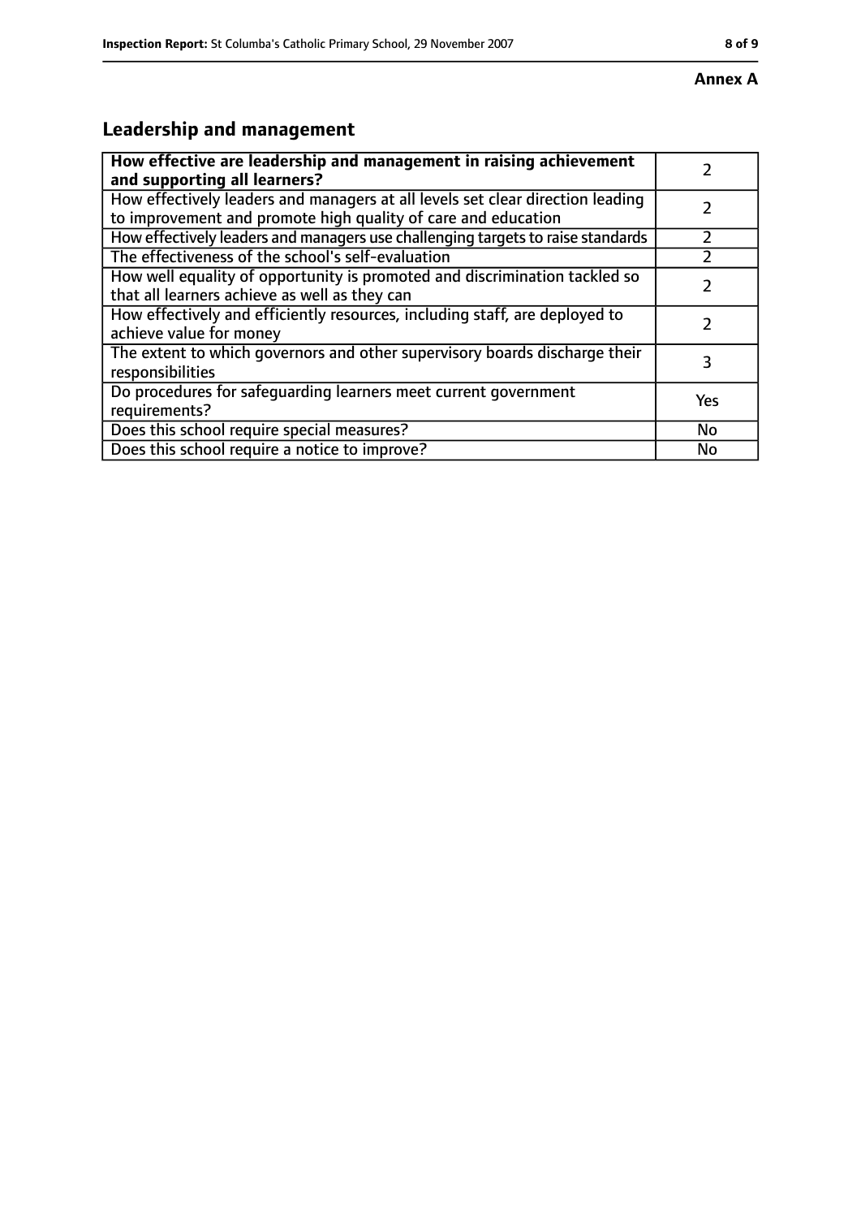**Annex A**

## Leadership and management

| How effective are leadership and management in raising achievement and supporting all learners? | 2 |
|---|---|
| How effectively leaders and managers at all levels set clear direction leading to improvement and promote high quality of care and education | 2 |
| How effectively leaders and managers use challenging targets to raise standards | 2 |
| The effectiveness of the school's self-evaluation | 2 |
| How well equality of opportunity is promoted and discrimination tackled so that all learners achieve as well as they can | 2 |
| How effectively and efficiently resources, including staff, are deployed to achieve value for money | 2 |
| The extent to which governors and other supervisory boards discharge their responsibilities | 3 |
| Do procedures for safeguarding learners meet current government requirements? | Yes |
| Does this school require special measures? | No |
| Does this school require a notice to improve? | No |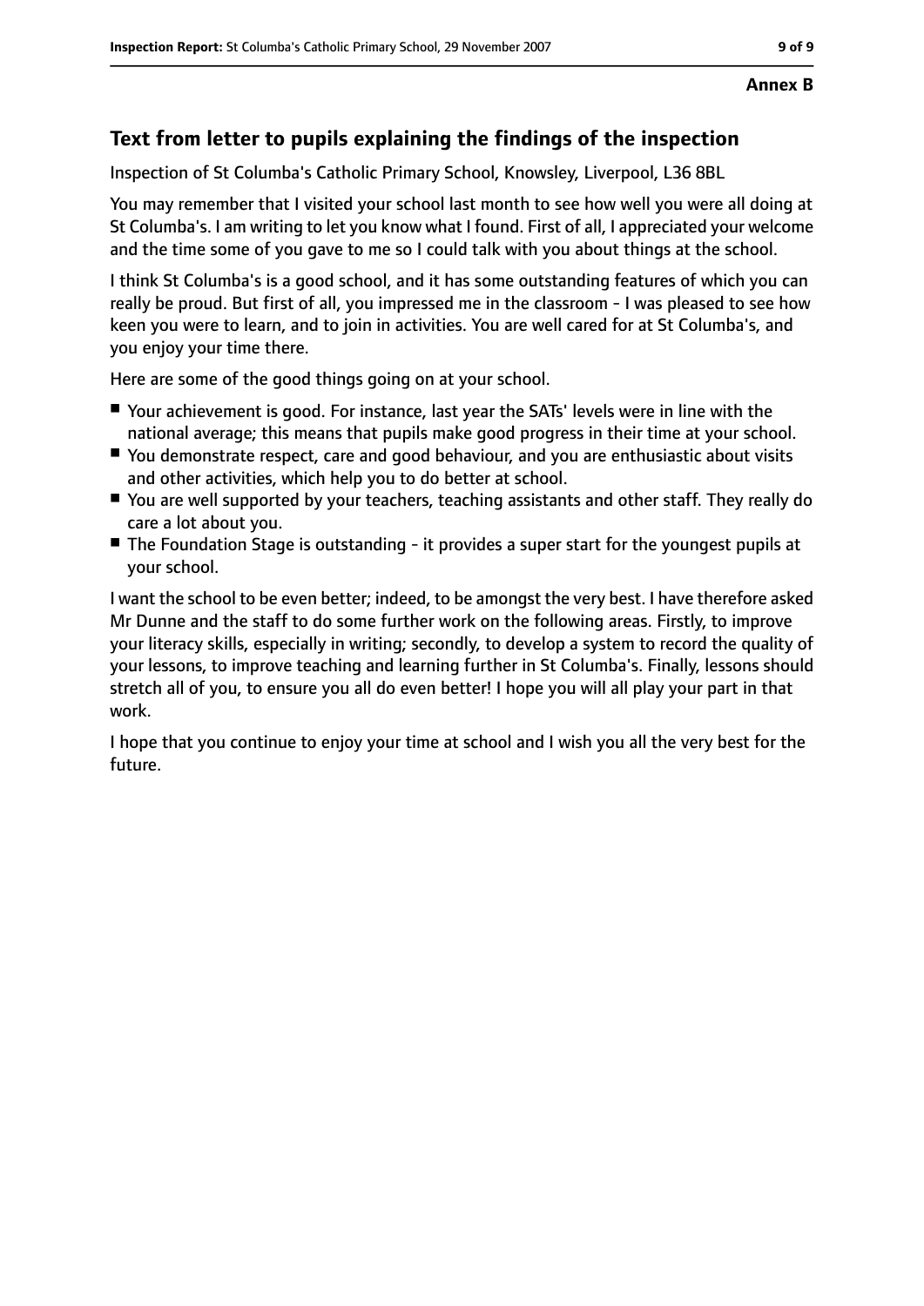**Annex B**

## Text from letter to pupils explaining the findings of the inspection

Inspection of St Columba's Catholic Primary School, Knowsley, Liverpool, L36 8BL

You may remember that I visited your school last month to see how well you were all doing at St Columba's. I am writing to let you know what I found. First of all, I appreciated your welcome and the time some of you gave to me so I could talk with you about things at the school.

I think St Columba's is a good school, and it has some outstanding features of which you can really be proud. But first of all, you impressed me in the classroom - I was pleased to see how keen you were to learn, and to join in activities. You are well cared for at St Columba's, and you enjoy your time there.

Here are some of the good things going on at your school.

- Your achievement is good. For instance, last year the SATs' levels were in line with the national average; this means that pupils make good progress in their time at your school.
- You demonstrate respect, care and good behaviour, and you are enthusiastic about visits and other activities, which help you to do better at school.
- You are well supported by your teachers, teaching assistants and other staff. They really do care a lot about you.
- The Foundation Stage is outstanding - it provides a super start for the youngest pupils at your school.

I want the school to be even better; indeed, to be amongst the very best. I have therefore asked Mr Dunne and the staff to do some further work on the following areas. Firstly, to improve your literacy skills, especially in writing; secondly, to develop a system to record the quality of your lessons, to improve teaching and learning further in St Columba's. Finally, lessons should stretch all of you, to ensure you all do even better! I hope you will all play your part in that work.

I hope that you continue to enjoy your time at school and I wish you all the very best for the future.